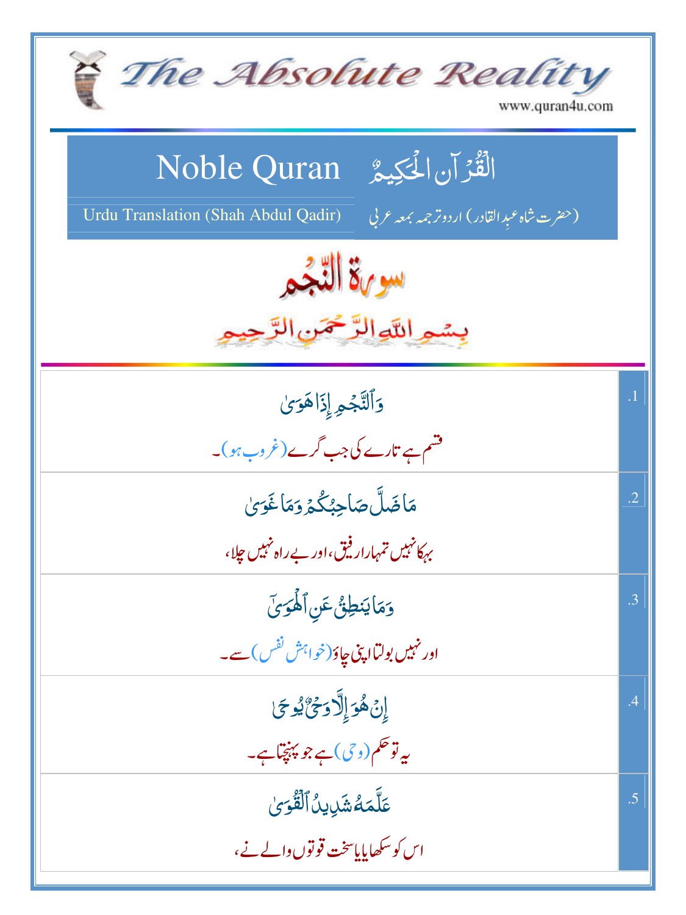# The Absolute Reality

www.quran4u.com

## Noble Quran القُرْآنُ الْحَكِيمُ

Urdu Translation (Shah Abdul Qadir) (حضرت شاہ عبدِالقادر) اردو ترجمہ بمعہ عربی

## سورۃ النّجم

بِسْمِ اللّٰہِ الرَّحْمٰنِ الرَّحِیْمِ

| | |
|---|---|
| وَٱلنَّجۡمِ إِذَا هَوَىٰ<br>قسم ہے تارے کی جب گرے (غروب ہو)۔ | .1 |
| مَا ضَلَّ صَاحِبُكُمۡ وَمَا غَوَىٰ<br>بہکا نہیں تمہارا رفیق، اور بے راہ نہیں چلا، | .2 |
| وَمَا يَنطِقُ عَنِ ٱلۡهَوَىٰٓ<br>اور نہیں بولتا اپنی چاؤ (خواہش نفس) سے۔ | .3 |
| إِنۡ هُوَ إِلَّا وَحۡىٌ يُوحَىٰ<br>یہ تو حکم (وحی) ہے جو پہنچتا ہے۔ | .4 |
| عَلَّمَهُۥ شَدِيدُ ٱلۡقُوَىٰ<br>اس کو سکھایا سخت قوتوں والے نے، | .5 |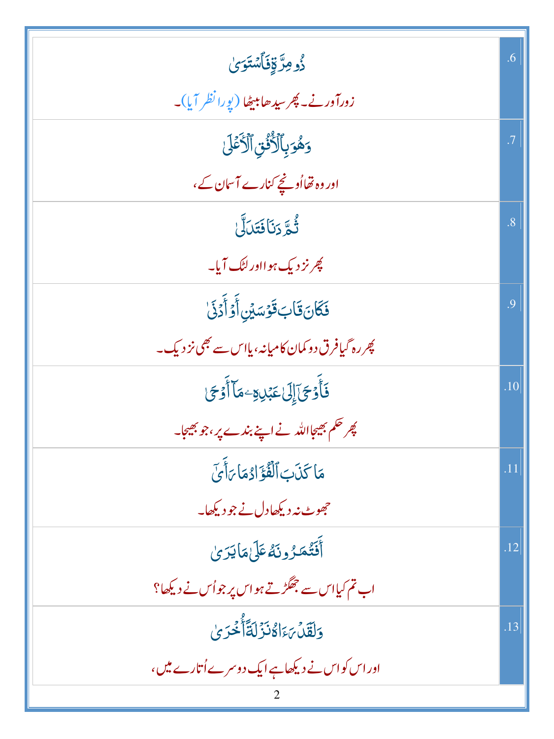| | |
|---|---|
| ذُو مِرَّةٍ فَٱسْتَوَىٰ<br>زورآور نے۔ پھر سیدھا بیٹھا (پورا نظر آیا)۔ | .6 |
| وَهُوَ بِٱلْأُفُقِ ٱلْأَعْلَىٰ<br>اور وہ تھا اُونچے کنارے آسمان کے، | .7 |
| ثُمَّ دَنَا فَتَدَلَّىٰ<br>پھر نزدیک ہوا اور لٹک آیا۔ | .8 |
| فَكَانَ قَابَ قَوْسَيْنِ أَوْ أَدْنَىٰ<br>پھر رہ گیا فرق دو کمان کا میانہ، یا اس سے بھی نزدیک۔ | .9 |
| فَأَوْحَىٰٓ إِلَىٰ عَبْدِهِۦ مَآ أَوْحَىٰ<br>پھر حکم بھیجا اللہ نے اپنے بندے پر، جو بھیجا۔ | .10 |
| مَا كَذَبَ ٱلْفُؤَادُ مَا رَأَىٰٓ<br>جھوٹ نہ دیکھا دل نے جو دیکھا۔ | .11 |
| أَفَتُمَٰرُونَهُۥ عَلَىٰ مَا يَرَىٰ<br>اب تم کیا اس سے جھگڑتے ہو اس پر جو اُس نے دیکھا؟ | .12 |
| وَلَقَدْ رَءَاهُ نَزْلَةً أُخْرَىٰ<br>اور اس کو اس نے دیکھا ہے ایک دوسرے اُتارے میں، | .13 |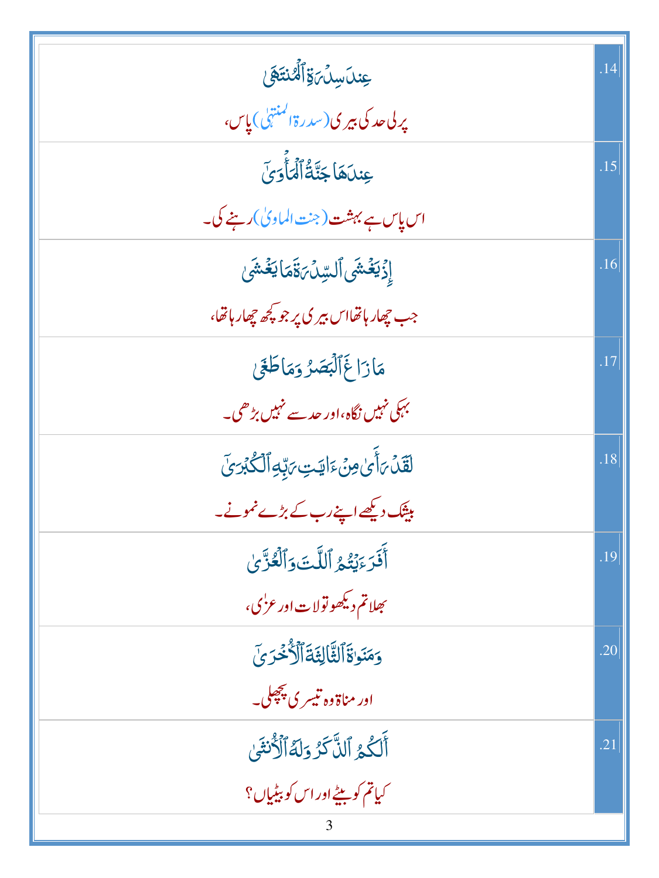| | |
|---|---|
| عِندَ سِدۡرَةِ ٱلۡمُنتَهَىٰ<br>پرلی حد کی بیری (سدرۃ المنتہیٰ) پاس، | .14 |
| عِندَهَا جَنَّةُ ٱلۡمَأۡوَىٰٓ<br>اس پاس ہے بہشت (جنت الماویٰ) رہنے کی۔ | .15 |
| إِذۡ يَغۡشَى ٱلسِّدۡرَةَ مَا يَغۡشَىٰ<br>جب چھا رہا تھا اس بیری پر جو کچھ چھا رہا تھا، | .16 |
| مَا زَاغَ ٱلۡبَصَرُ وَمَا طَغَىٰ<br>بہکی نہیں نگاہ، اور حد سے نہیں بڑھی۔ | .17 |
| لَقَدۡ رَأَىٰ مِنۡ ءَايَٰتِ رَبِّهِ ٱلۡكُبۡرَىٰٓ<br>بیشک دیکھے اپنے رب کے بڑے نمونے۔ | .18 |
| أَفَرَءَيۡتُمُ ٱللَّٰتَ وَٱلۡعُزَّىٰ<br>بھلا تم دیکھو تو لات اور عزیٰ، | .19 |
| وَمَنَوٰةَ ٱلثَّالِثَةَ ٱلۡأُخۡرَىٰٓ<br>اور مناۃ وہ تیسری پچھلی۔ | .20 |
| أَلَكُمُ ٱلذَّكَرُ وَلَهُ ٱلۡأُنثَىٰ<br>کیا تم کو بیٹے اور اس کو بیٹیاں؟ | .21 |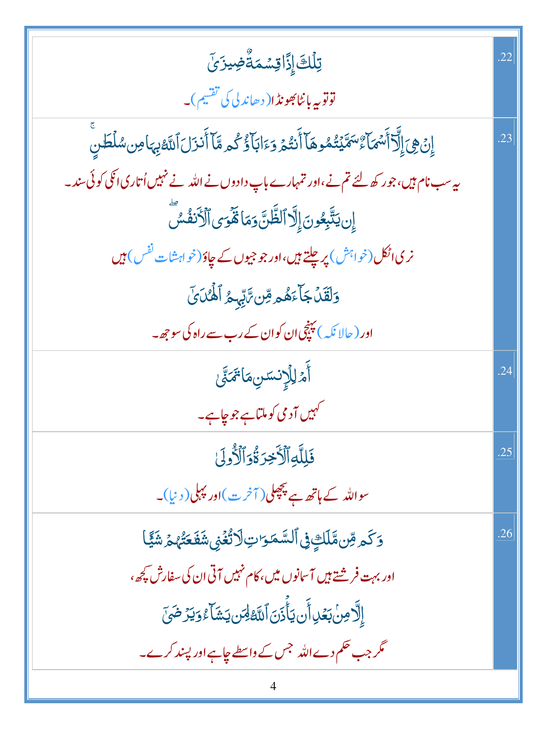| | |
|---|---|
| تِلۡكَ إِذٗا قِسۡمَةٞ ضِيزَىٰٓ<br>تو تو یہ بانٹا بھونڈا (دھاندلی کی تقسیم)۔ | .22 |
| إِنۡ هِيَ إِلَّآ أَسۡمَآءٞ سَمَّيۡتُمُوهَآ أَنتُمۡ وَءَابَآؤُكُم مَّآ أَنزَلَ ٱللَّهُ بِهَا مِن سُلۡطَٰنٍۚ<br>یہ سب نام ہیں، جو رکھ لئے تم نے، اور تمہارے باپ دادوں نے اللہ نے نہیں اُتاری انکی کوئی سند۔<br>إِن يَتَّبِعُونَ إِلَّا ٱلظَّنَّ وَمَا تَهۡوَى ٱلۡأَنفُسُۖ<br>نری اٹکل (خواہش) پر چلتے ہیں، اور جو جیوں کے چاؤ (خواہشات نفس) ہیں<br>وَلَقَدۡ جَآءَهُم مِّن رَّبِّهِمُ ٱلۡهُدَىٰٓ<br>اور (حالانکہ) پہنچی ان کو ان کے رب سے راہ کی سوجھ۔ | .23 |
| أَمۡ لِلۡإِنسَٰنِ مَا تَمَنَّىٰ<br>کہیں آدمی کو ملتا ہے جو چاہے۔ | .24 |
| فَلِلَّهِ ٱلۡأٓخِرَةُ وَٱلۡأُولَىٰ<br>سو اللہ کے ہاتھ ہے پچھلی (آخرت) اور پہلی (دنیا)۔ | .25 |
| وَكَم مِّن مَّلَكٖ فِي ٱلسَّمَٰوَٰتِ لَا تُغۡنِي شَفَٰعَتُهُمۡ شَيۡـًٔا<br>اور بہت فرشتے ہیں آسمانوں میں، کام نہیں آتی ان کی سفارش کچھ،<br>إِلَّا مِنۢ بَعۡدِ أَن يَأۡذَنَ ٱللَّهُ لِمَن يَشَآءُ وَيَرۡضَىٰٓ<br>مگر جب حکم دے اللہ جس کے واسطے چاہے اور پسند کرے۔ | .26 |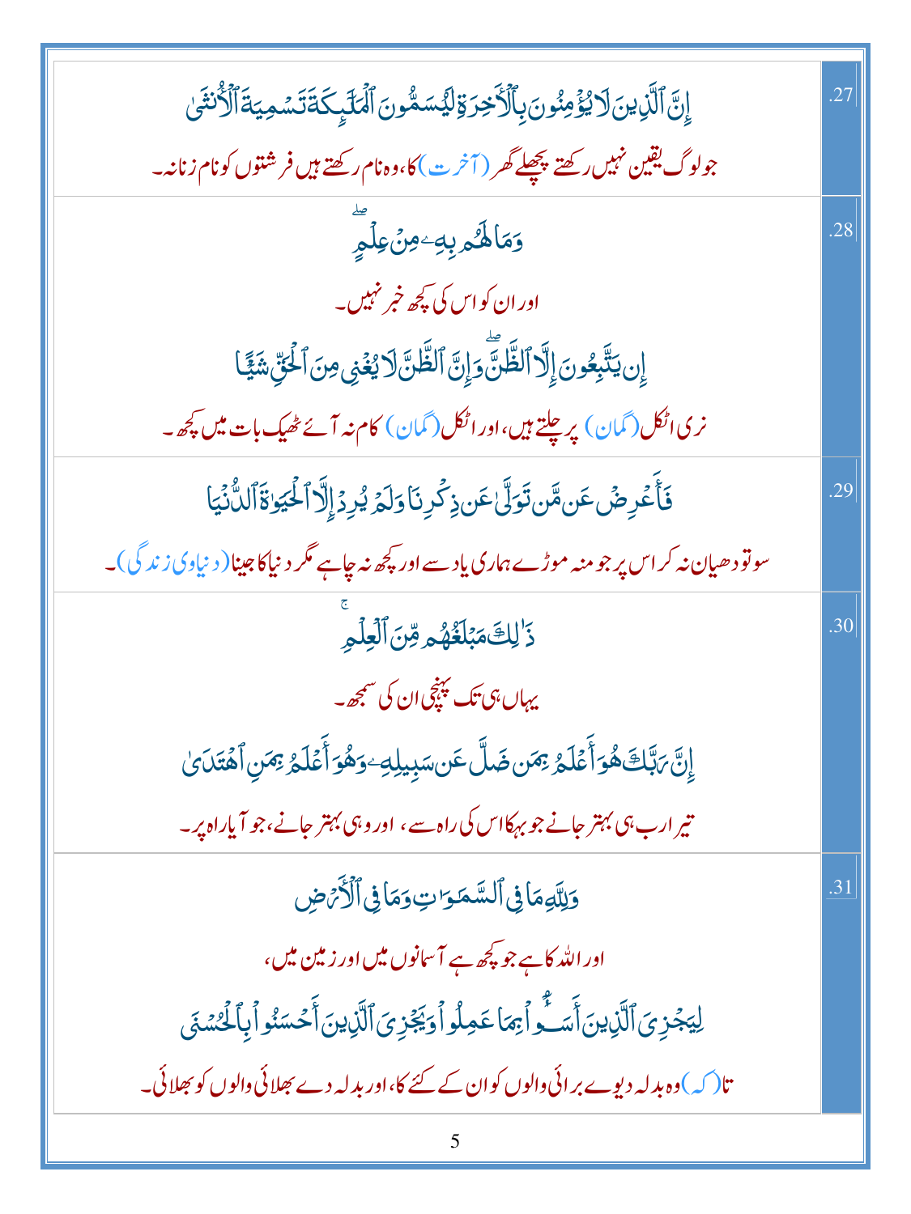| | |
|---|---|
| إِنَّ ٱلَّذِينَ لَا يُؤۡمِنُونَ بِٱلۡأَخِرَةِ لَيُسَمُّونَ ٱلۡمَلَٰٓئِكَةَ تَسۡمِيَةَ ٱلۡأُنثَىٰ<br>جو لوگ یقین نہیں رکھتے پچھلے گھر (آخرت) کا، وہ نام رکھتے ہیں فرشتوں کو نام زنانہ۔ | .27 |
| وَمَا لَهُم بِهِۦ مِنۡ عِلۡمٍۖ<br>اور ان کو اس کی کچھ خبر نہیں۔<br>إِن يَتَّبِعُونَ إِلَّا ٱلظَّنَّۖ وَإِنَّ ٱلظَّنَّ لَا يُغۡنِي مِنَ ٱلۡحَقِّ شَيۡـًٔا<br>نری اٹکل (گمان) پر چلتے ہیں، اور اٹکل (گمان) کام نہ آئے ٹھیک بات میں کچھ۔ | .28 |
| فَأَعۡرِضۡ عَن مَّن تَوَلَّىٰ عَن ذِكۡرِنَا وَلَمۡ يُرِدۡ إِلَّا ٱلۡحَيَوٰةَ ٱلدُّنۡيَا<br>سو تو دھیان نہ کر اس پر جو منہ موڑے ہماری یاد سے اور کچھ نہ چاہے مگر دنیا کا جینا (دنیاوی زندگی)۔ | .29 |
| ذَٰلِكَ مَبۡلَغُهُم مِّنَ ٱلۡعِلۡمِۚ<br>یہاں ہی تک پہنچی ان کی سمجھ۔<br>إِنَّ رَبَّكَ هُوَ أَعۡلَمُ بِمَن ضَلَّ عَن سَبِيلِهِۦ وَهُوَ أَعۡلَمُ بِمَنِ ٱهۡتَدَىٰ<br>تیرا رب ہی بہتر جانے جو بہکا اس کی راہ سے، اور وہی بہتر جانے، جو آیا راہ پر۔ | .30 |
| وَلِلَّهِ مَا فِي ٱلسَّمَٰوَٰتِ وَمَا فِي ٱلۡأَرۡضِ<br>اور اللہ کا ہے جو کچھ ہے آسمانوں میں اور زمین میں،<br>لِيَجۡزِيَ ٱلَّذِينَ أَسَٰٓـُٔواْ بِمَا عَمِلُواْ وَيَجۡزِيَ ٱلَّذِينَ أَحۡسَنُواْ بِٱلۡحُسۡنَى<br>تا (کہ) وہ بدلہ دیوے برائی والوں کو ان کے کئے کا، اور بدلہ دے بھلائی والوں کو بھلائی۔ | .31 |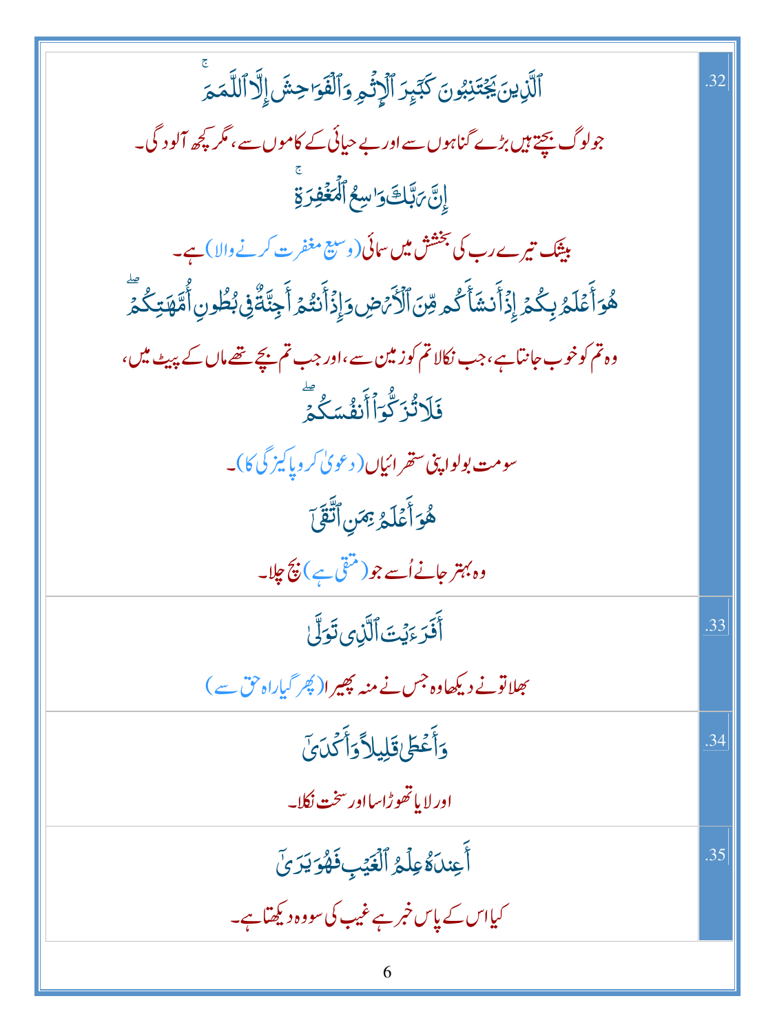| | |
|---|---|
| ٱلَّذِينَ يَجْتَنِبُونَ كَبَٰٓئِرَ ٱلْإِثْمِ وَٱلْفَوَٰحِشَ إِلَّا ٱللَّمَمَ ۚ<br>جو لوگ بچتے ہیں بڑے گناہوں سے اور بے حیائی کے کاموں سے، مگر کچھ آلودگی۔<br>إِنَّ رَبَّكَ وَٰسِعُ ٱلْمَغْفِرَةِ ۚ<br>بیشک تیرے رب کی بخشش میں سمائی (وسیع مغفرت کرنے والا) ہے۔<br>هُوَ أَعْلَمُ بِكُمْ إِذْ أَنشَأَكُم مِّنَ ٱلْأَرْضِ وَإِذْ أَنتُمْ أَجِنَّةٌ فِى بُطُونِ أُمَّهَٰتِكُمْ ۖ<br>وہ تم کو خوب جانتا ہے، جب نکالا تم کو زمین سے، اور جب تم بچے تھے ماں کے پیٹ میں،<br>فَلَا تُزَكُّوٓا۟ أَنفُسَكُمْ ۖ<br>سو مت بولو اپنی ستھرائیاں (دعویٰ کرو پاکیزگی کا)۔<br>هُوَ أَعْلَمُ بِمَنِ ٱتَّقَىٰٓ<br>وہ بہتر جانے اُسے جو (متقی ہے) بچ چلا۔ | .32 |
| أَفَرَءَيْتَ ٱلَّذِى تَوَلَّىٰ<br>بھلا تونے دیکھا وہ جس نے منہ پھیرا (پھر گیا راہ حق سے) | .33 |
| وَأَعْطَىٰ قَلِيلًا وَأَكْدَىٰٓ<br>اور لایا تھوڑا سا اور سخت نکلا۔ | .34 |
| أَعِندَهُۥ عِلْمُ ٱلْغَيْبِ فَهُوَ يَرَىٰٓ<br>کیا اس کے پاس خبر ہے غیب کی سو وہ دیکھتا ہے۔ | .35 |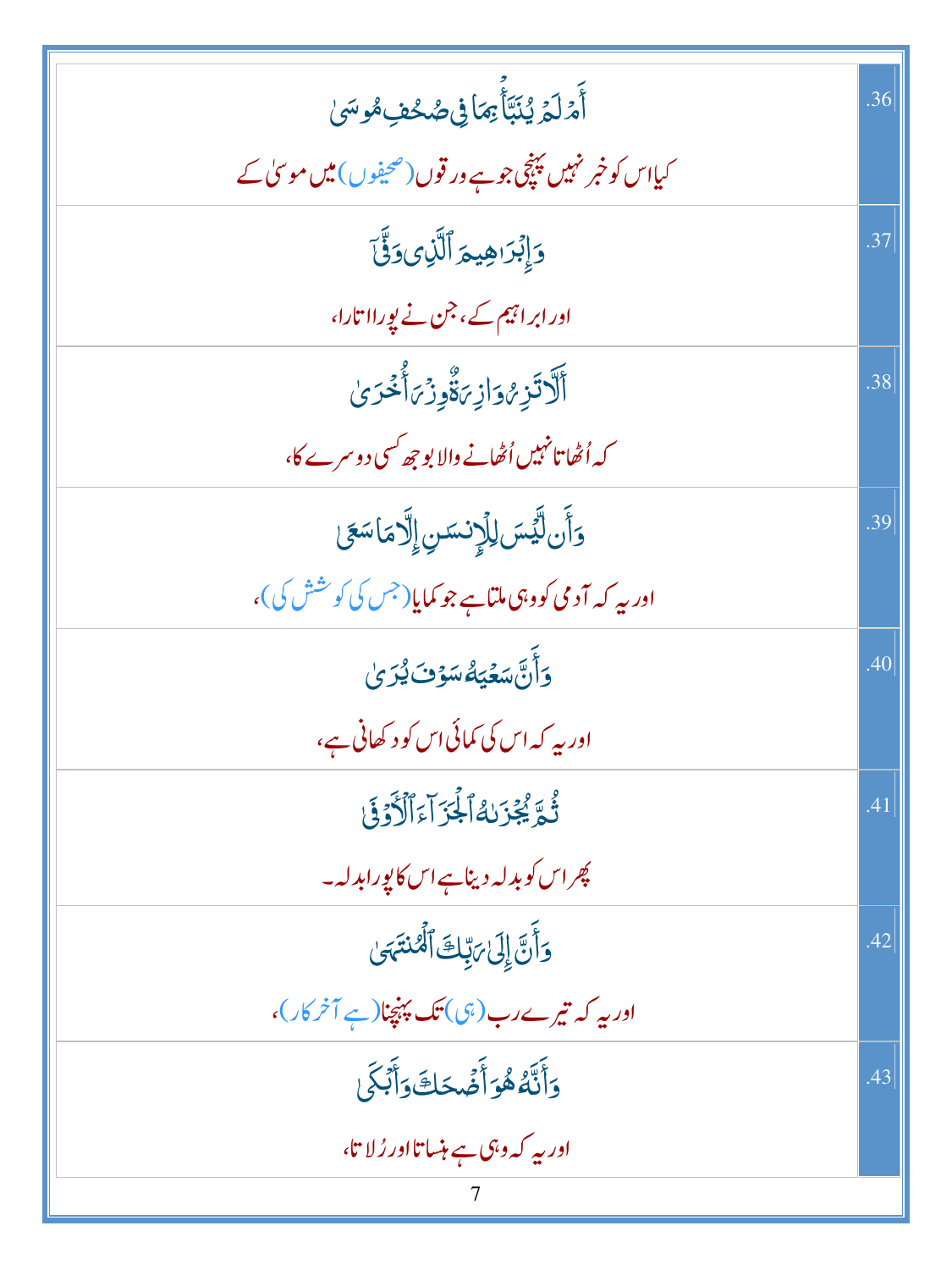| | |
|---|---|
| أَمۡ لَمۡ يُنَبَّأۡ بِمَا فِي صُحُفِ مُوسَىٰ<br>کیا اس کو خبر نہیں پہنچی جو ہے ورقوں (صحیفوں) میں موسیٰ کے | .36 |
| وَإِبۡرَٰهِيمَ ٱلَّذِي وَفَّىٰٓ<br>اور ابراہیم کے، جس نے پورا اتارا، | .37 |
| أَلَّا تَزِرُ وَازِرَةٞ وِزۡرَ أُخۡرَىٰ<br>کہ اُٹھاتا نہیں اُٹھانے والا بوجھ کسی دوسرے کا، | .38 |
| وَأَن لَّيۡسَ لِلۡإِنسَٰنِ إِلَّا مَا سَعَىٰ<br>اور یہ کہ آدمی کو وہی ملتا ہے جو کمایا (جس کی کوشش کی)، | .39 |
| وَأَنَّ سَعۡيَهُۥ سَوۡفَ يُرَىٰ<br>اور یہ کہ اس کی کمائی اس کو دکھانی ہے، | .40 |
| ثُمَّ يُجۡزَىٰهُ ٱلۡجَزَآءَ ٱلۡأَوۡفَىٰ<br>پھر اس کو بدلہ دینا ہے اس کا پورا بدلہ۔ | .41 |
| وَأَنَّ إِلَىٰ رَبِّكَ ٱلۡمُنتَهَىٰ<br>اور یہ کہ تیرے رب (ہی) تک پہنچنا (ہے آخر کار)، | .42 |
| وَأَنَّهُۥ هُوَ أَضۡحَكَ وَأَبۡكَىٰ<br>اور یہ کہ وہی ہے ہنساتا اور رُلاتا، | .43 |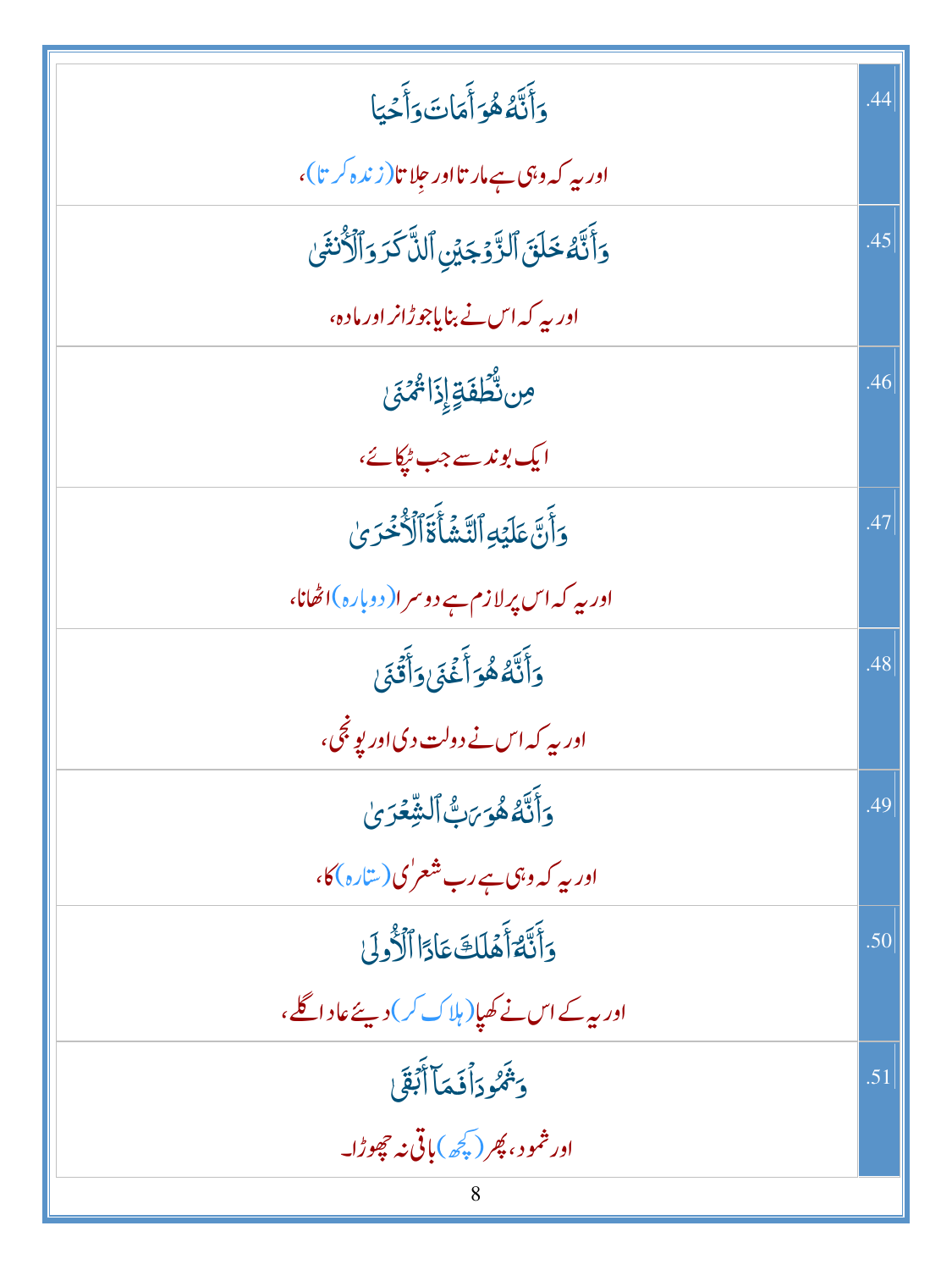| | |
|---|---|
| وَأَنَّهُۥ هُوَ أَمَاتَ وَأَحْيَا<br><br>اور یہ کہ وہی ہے مارتا اور جِلاتا (زندہ کرتا)، | .44 |
| وَأَنَّهُۥ خَلَقَ ٱلزَّوْجَيْنِ ٱلذَّكَرَ وَٱلْأُنثَىٰ<br><br>اور یہ کہ اس نے بنایا جوڑا نر اور مادہ، | .45 |
| مِن نُّطْفَةٍ إِذَا تُمْنَىٰ<br><br>ایک بوند سے جب ٹپکائے، | .46 |
| وَأَنَّ عَلَيْهِ ٱلنَّشْأَةَ ٱلْأُخْرَىٰ<br><br>اور یہ کہ اس پر لازم ہے دوسرا (دوبارہ) اٹھانا، | .47 |
| وَأَنَّهُۥ هُوَ أَغْنَىٰ وَأَقْنَىٰ<br><br>اور یہ کہ اس نے دولت دی اور پونجی، | .48 |
| وَأَنَّهُۥ هُوَ رَبُّ ٱلشِّعْرَىٰ<br><br>اور یہ کہ وہی ہے رب شعریٰ (ستارہ) کا، | .49 |
| وَأَنَّهُۥٓ أَهْلَكَ عَادًا ٱلْأُولَىٰ<br><br>اور یہ کے اس نے کھپا (ہلاک کر) دیئے عاد اگلے، | .50 |
| وَثَمُودَا۟ فَمَآ أَبْقَىٰ<br><br>اور ثمود، پھر (کچھ) باقی نہ چھوڑا۔ | .51 |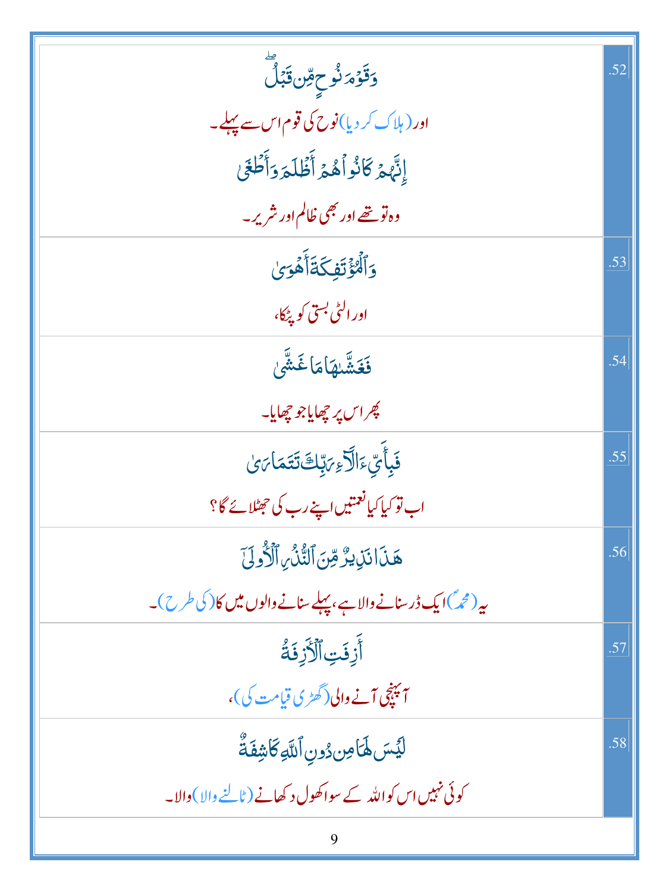| | |
|---|---|
| وَقَوْمَ نُوحٍ مِّن قَبْلُ ۖ<br>اور (ہلاک کر دیا) نوح کی قوم اس سے پہلے۔<br>إِنَّهُمْ كَانُوا هُمْ أَظْلَمَ وَأَطْغَىٰ<br>وہ تو تھے اور بھی ظالم اور شریر۔ | .52 |
| وَالْمُؤْتَفِكَةَ أَهْوَىٰ<br>اور الٹی بستی کو پٹکا، | .53 |
| فَغَشَّاهَا مَا غَشَّىٰ<br>پھر اس پر چھایا جو چھایا۔ | .54 |
| فَبِأَيِّ آلَاءِ رَبِّكَ تَتَمَارَىٰ<br>اب تو کیا کیا نعمتیں اپنے رب کی جھٹلائے گا؟ | .55 |
| هَٰذَا نَذِيرٌ مِّنَ النُّذُرِ الْأُولَىٰ<br>یہ (محمدؐ) ایک ڈر سنانے والا ہے، پہلے سنانے والوں میں کا (کی طرح)۔ | .56 |
| أَزِفَتِ الْآزِفَةُ<br>آپہنچی آنے والی (گھڑی قیامت کی)، | .57 |
| لَيْسَ لَهَا مِن دُونِ اللَّهِ كَاشِفَةٌ<br>کوئی نہیں اس کو اللہ کے سوا کھول دکھانے (ٹالنے والا) والا۔ | .58 |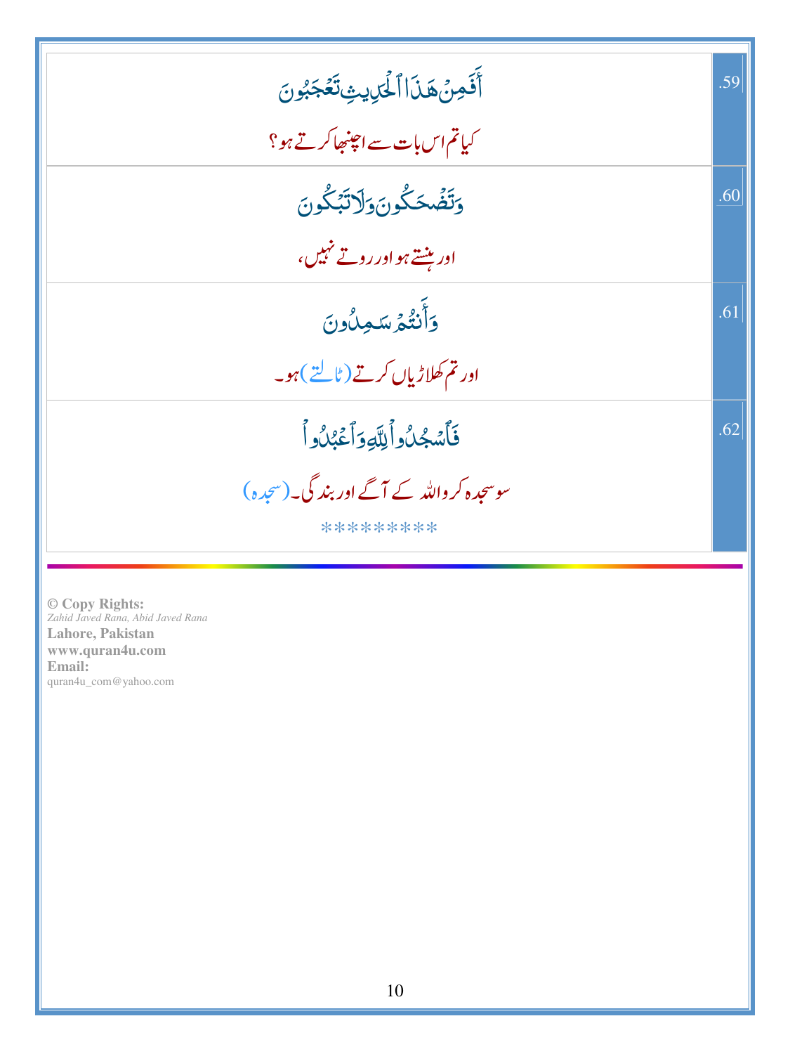| | |
|---|---|
| أَفَمِنْ هَٰذَا ٱلْحَدِيثِ تَعْجَبُونَ<br>کیا تم اس بات سے اچنبھا کرتے ہو؟ | .59 |
| وَتَضْحَكُونَ وَلَا تَبْكُونَ<br>اور ہنستے ہو اور روتے نہیں، | .60 |
| وَأَنتُمْ سَٰمِدُونَ<br>اور تم کھلاڑیاں کرتے (ٹالتے) ہو۔ | .61 |
| فَٱسْجُدُوا۟ لِلَّهِ وَٱعْبُدُوا۟<br>سو سجدہ کرو اللہ کے آگے اور بندگی۔ (سجدہ)<br>********* | .62 |

© Copy Rights:
*Zahid Javed Rana, Abid Javed Rana*
**Lahore, Pakistan**
**www.quran4u.com**
**Email:**
quran4u_com@yahoo.com